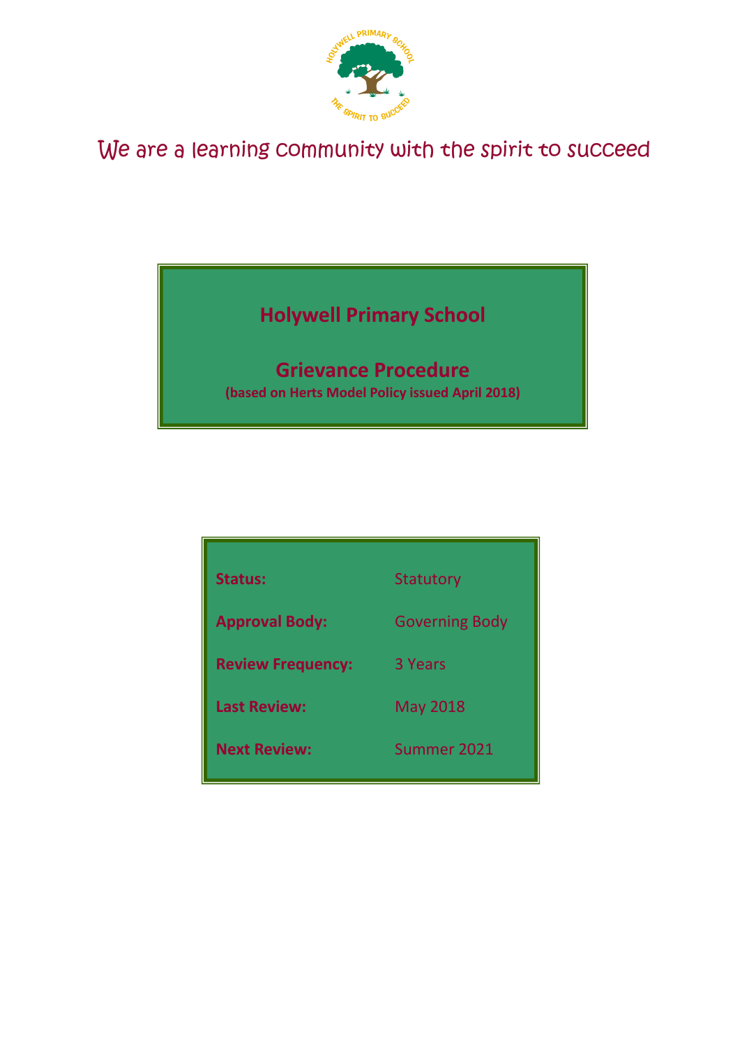We are a learning community with the spirit to succeed

# Holywell Primary School

## Grievance Procedure

**(based on Herts Model Policy issued April 2018)**

| | |
|---|---|
| **Status:** | Statutory |
| **Approval Body:** | Governing Body |
| **Review Frequency:** | 3 Years |
| **Last Review:** | May 2018 |
| **Next Review:** | Summer 2021 |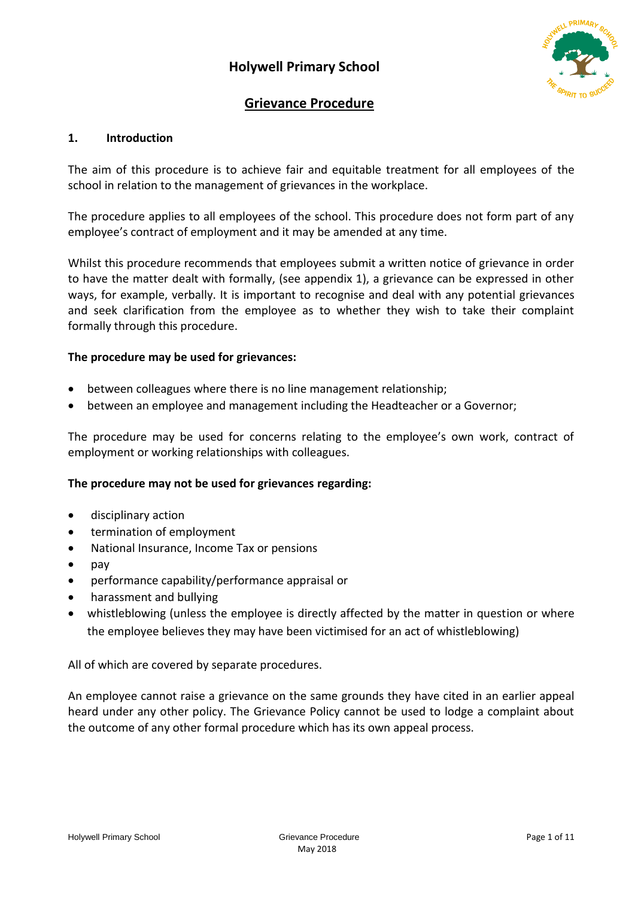# Holywell Primary School

## Grievance Procedure

### 1. Introduction

The aim of this procedure is to achieve fair and equitable treatment for all employees of the school in relation to the management of grievances in the workplace.

The procedure applies to all employees of the school. This procedure does not form part of any employee's contract of employment and it may be amended at any time.

Whilst this procedure recommends that employees submit a written notice of grievance in order to have the matter dealt with formally, (see appendix 1), a grievance can be expressed in other ways, for example, verbally. It is important to recognise and deal with any potential grievances and seek clarification from the employee as to whether they wish to take their complaint formally through this procedure.

**The procedure may be used for grievances:**

- between colleagues where there is no line management relationship;
- between an employee and management including the Headteacher or a Governor;

The procedure may be used for concerns relating to the employee's own work, contract of employment or working relationships with colleagues.

**The procedure may not be used for grievances regarding:**

- disciplinary action
- termination of employment
- National Insurance, Income Tax or pensions
- pay
- performance capability/performance appraisal or
- harassment and bullying
- whistleblowing (unless the employee is directly affected by the matter in question or where the employee believes they may have been victimised for an act of whistleblowing)

All of which are covered by separate procedures.

An employee cannot raise a grievance on the same grounds they have cited in an earlier appeal heard under any other policy. The Grievance Policy cannot be used to lodge a complaint about the outcome of any other formal procedure which has its own appeal process.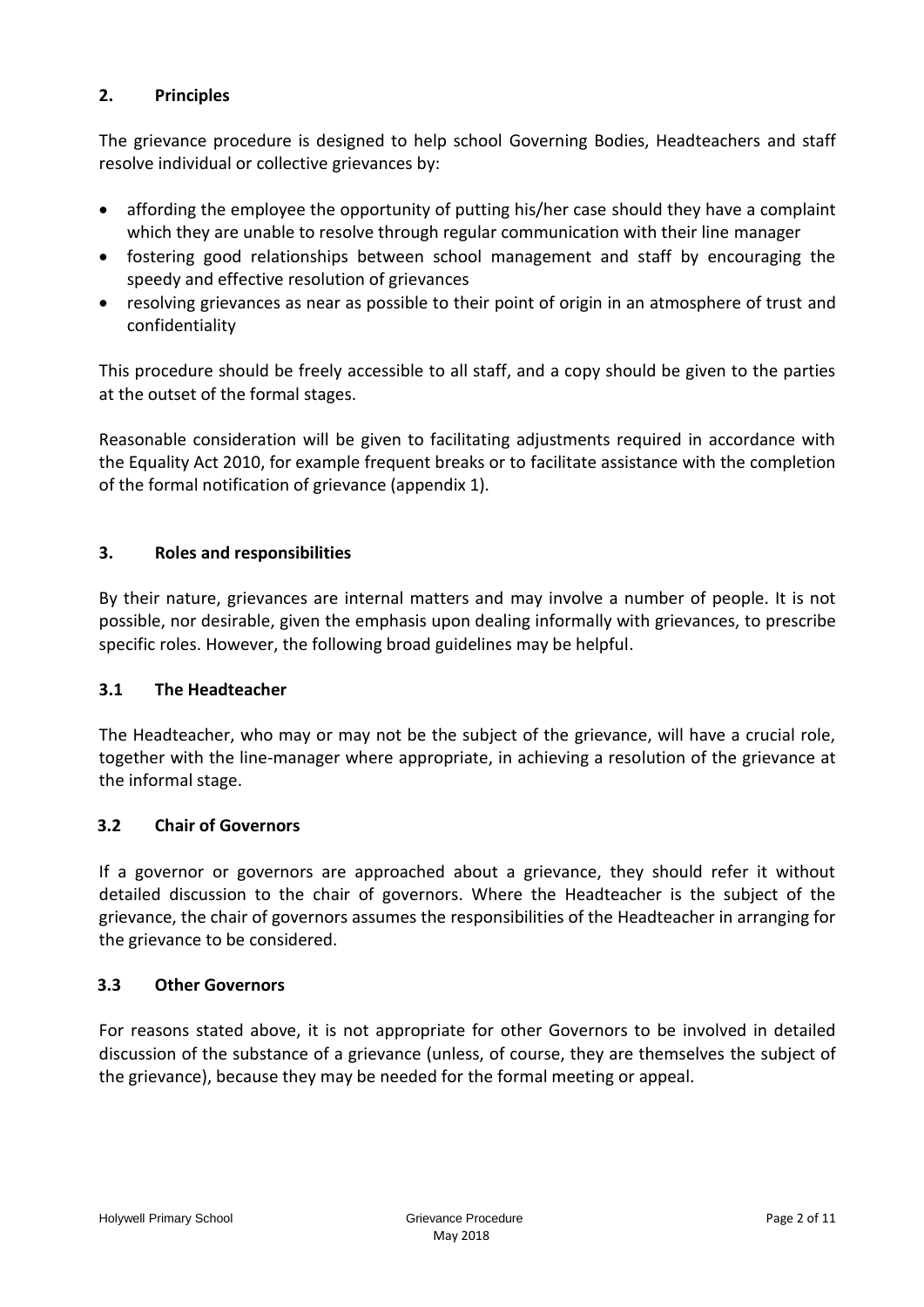## 2. Principles

The grievance procedure is designed to help school Governing Bodies, Headteachers and staff resolve individual or collective grievances by:

- affording the employee the opportunity of putting his/her case should they have a complaint which they are unable to resolve through regular communication with their line manager
- fostering good relationships between school management and staff by encouraging the speedy and effective resolution of grievances
- resolving grievances as near as possible to their point of origin in an atmosphere of trust and confidentiality

This procedure should be freely accessible to all staff, and a copy should be given to the parties at the outset of the formal stages.

Reasonable consideration will be given to facilitating adjustments required in accordance with the Equality Act 2010, for example frequent breaks or to facilitate assistance with the completion of the formal notification of grievance (appendix 1).

## 3. Roles and responsibilities

By their nature, grievances are internal matters and may involve a number of people. It is not possible, nor desirable, given the emphasis upon dealing informally with grievances, to prescribe specific roles. However, the following broad guidelines may be helpful.

### 3.1 The Headteacher

The Headteacher, who may or may not be the subject of the grievance, will have a crucial role, together with the line-manager where appropriate, in achieving a resolution of the grievance at the informal stage.

### 3.2 Chair of Governors

If a governor or governors are approached about a grievance, they should refer it without detailed discussion to the chair of governors. Where the Headteacher is the subject of the grievance, the chair of governors assumes the responsibilities of the Headteacher in arranging for the grievance to be considered.

### 3.3 Other Governors

For reasons stated above, it is not appropriate for other Governors to be involved in detailed discussion of the substance of a grievance (unless, of course, they are themselves the subject of the grievance), because they may be needed for the formal meeting or appeal.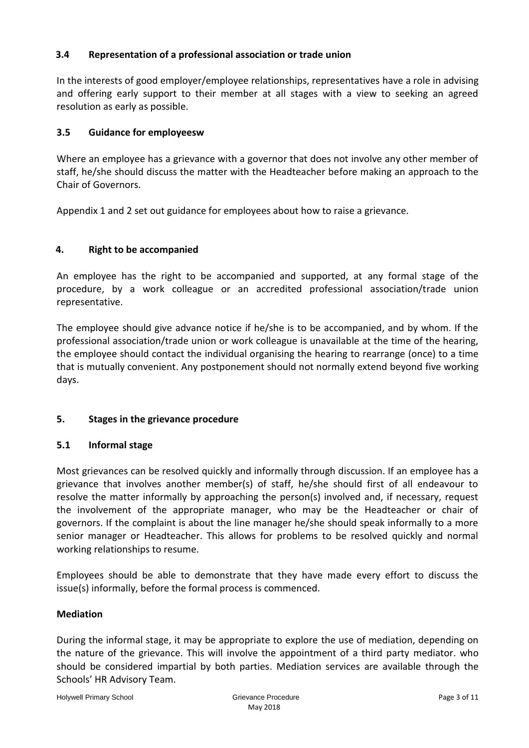### 3.4 Representation of a professional association or trade union

In the interests of good employer/employee relationships, representatives have a role in advising and offering early support to their member at all stages with a view to seeking an agreed resolution as early as possible.

### 3.5 Guidance for employeesw

Where an employee has a grievance with a governor that does not involve any other member of staff, he/she should discuss the matter with the Headteacher before making an approach to the Chair of Governors.

Appendix 1 and 2 set out guidance for employees about how to raise a grievance.

## 4. Right to be accompanied

An employee has the right to be accompanied and supported, at any formal stage of the procedure, by a work colleague or an accredited professional association/trade union representative.

The employee should give advance notice if he/she is to be accompanied, and by whom. If the professional association/trade union or work colleague is unavailable at the time of the hearing, the employee should contact the individual organising the hearing to rearrange (once) to a time that is mutually convenient. Any postponement should not normally extend beyond five working days.

## 5. Stages in the grievance procedure

### 5.1 Informal stage

Most grievances can be resolved quickly and informally through discussion. If an employee has a grievance that involves another member(s) of staff, he/she should first of all endeavour to resolve the matter informally by approaching the person(s) involved and, if necessary, request the involvement of the appropriate manager, who may be the Headteacher or chair of governors. If the complaint is about the line manager he/she should speak informally to a more senior manager or Headteacher. This allows for problems to be resolved quickly and normal working relationships to resume.

Employees should be able to demonstrate that they have made every effort to discuss the issue(s) informally, before the formal process is commenced.

**Mediation**

During the informal stage, it may be appropriate to explore the use of mediation, depending on the nature of the grievance. This will involve the appointment of a third party mediator. who should be considered impartial by both parties. Mediation services are available through the Schools' HR Advisory Team.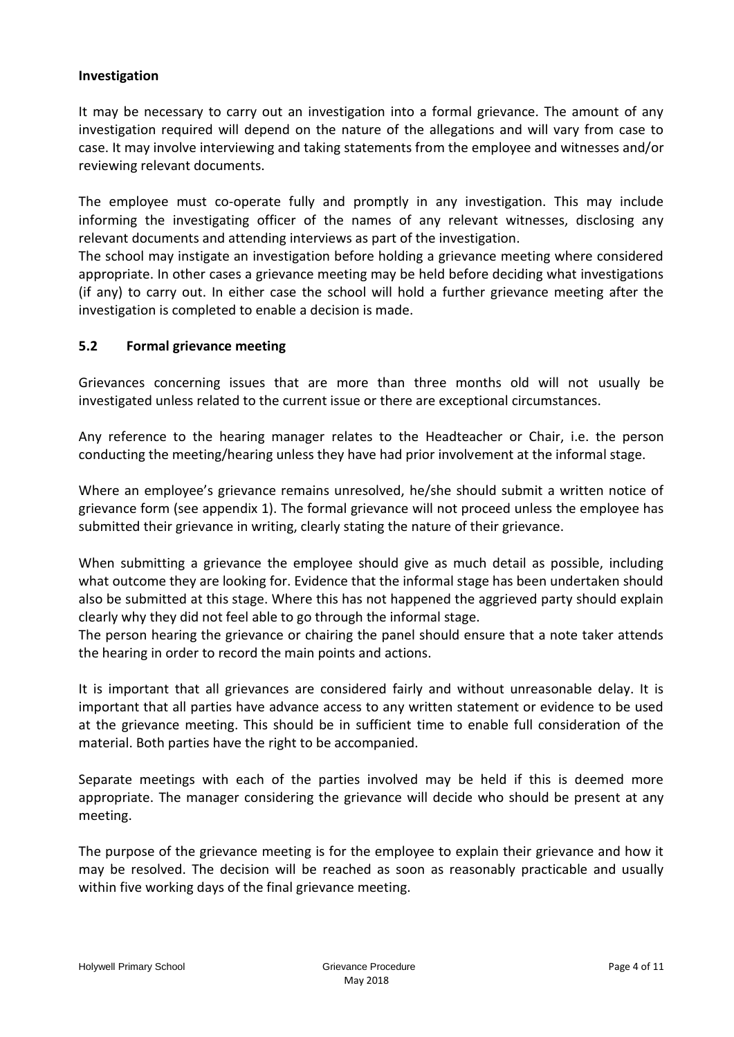### Investigation

It may be necessary to carry out an investigation into a formal grievance. The amount of any investigation required will depend on the nature of the allegations and will vary from case to case. It may involve interviewing and taking statements from the employee and witnesses and/or reviewing relevant documents.

The employee must co-operate fully and promptly in any investigation. This may include informing the investigating officer of the names of any relevant witnesses, disclosing any relevant documents and attending interviews as part of the investigation.

The school may instigate an investigation before holding a grievance meeting where considered appropriate. In other cases a grievance meeting may be held before deciding what investigations (if any) to carry out. In either case the school will hold a further grievance meeting after the investigation is completed to enable a decision is made.

### 5.2 Formal grievance meeting

Grievances concerning issues that are more than three months old will not usually be investigated unless related to the current issue or there are exceptional circumstances.

Any reference to the hearing manager relates to the Headteacher or Chair, i.e. the person conducting the meeting/hearing unless they have had prior involvement at the informal stage.

Where an employee's grievance remains unresolved, he/she should submit a written notice of grievance form (see appendix 1). The formal grievance will not proceed unless the employee has submitted their grievance in writing, clearly stating the nature of their grievance.

When submitting a grievance the employee should give as much detail as possible, including what outcome they are looking for. Evidence that the informal stage has been undertaken should also be submitted at this stage. Where this has not happened the aggrieved party should explain clearly why they did not feel able to go through the informal stage.

The person hearing the grievance or chairing the panel should ensure that a note taker attends the hearing in order to record the main points and actions.

It is important that all grievances are considered fairly and without unreasonable delay. It is important that all parties have advance access to any written statement or evidence to be used at the grievance meeting. This should be in sufficient time to enable full consideration of the material. Both parties have the right to be accompanied.

Separate meetings with each of the parties involved may be held if this is deemed more appropriate. The manager considering the grievance will decide who should be present at any meeting.

The purpose of the grievance meeting is for the employee to explain their grievance and how it may be resolved. The decision will be reached as soon as reasonably practicable and usually within five working days of the final grievance meeting.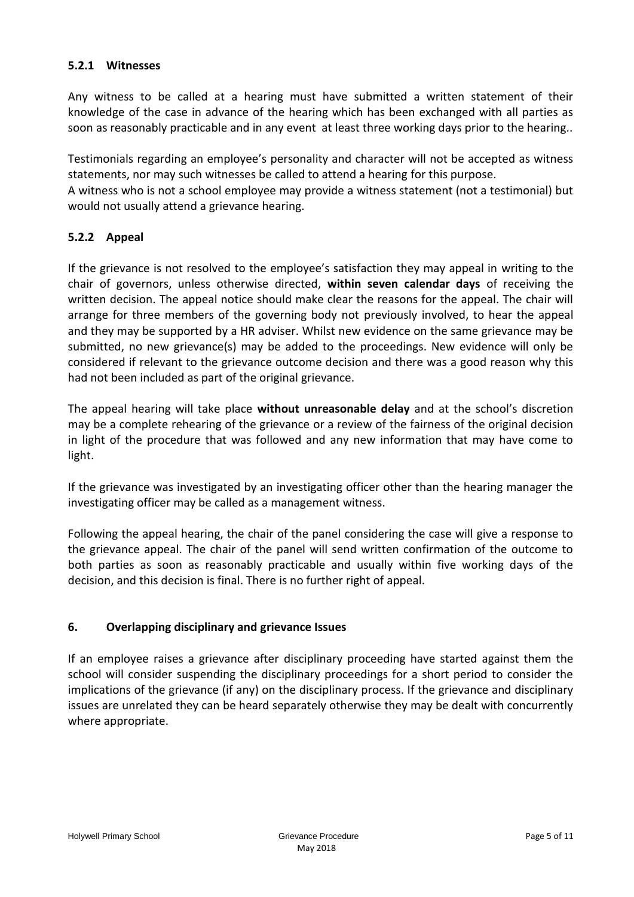### 5.2.1 Witnesses

Any witness to be called at a hearing must have submitted a written statement of their knowledge of the case in advance of the hearing which has been exchanged with all parties as soon as reasonably practicable and in any event at least three working days prior to the hearing..

Testimonials regarding an employee's personality and character will not be accepted as witness statements, nor may such witnesses be called to attend a hearing for this purpose.
A witness who is not a school employee may provide a witness statement (not a testimonial) but would not usually attend a grievance hearing.

### 5.2.2 Appeal

If the grievance is not resolved to the employee's satisfaction they may appeal in writing to the chair of governors, unless otherwise directed, **within seven calendar days** of receiving the written decision. The appeal notice should make clear the reasons for the appeal. The chair will arrange for three members of the governing body not previously involved, to hear the appeal and they may be supported by a HR adviser. Whilst new evidence on the same grievance may be submitted, no new grievance(s) may be added to the proceedings. New evidence will only be considered if relevant to the grievance outcome decision and there was a good reason why this had not been included as part of the original grievance.

The appeal hearing will take place **without unreasonable delay** and at the school's discretion may be a complete rehearing of the grievance or a review of the fairness of the original decision in light of the procedure that was followed and any new information that may have come to light.

If the grievance was investigated by an investigating officer other than the hearing manager the investigating officer may be called as a management witness.

Following the appeal hearing, the chair of the panel considering the case will give a response to the grievance appeal. The chair of the panel will send written confirmation of the outcome to both parties as soon as reasonably practicable and usually within five working days of the decision, and this decision is final. There is no further right of appeal.

## 6. Overlapping disciplinary and grievance Issues

If an employee raises a grievance after disciplinary proceeding have started against them the school will consider suspending the disciplinary proceedings for a short period to consider the implications of the grievance (if any) on the disciplinary process. If the grievance and disciplinary issues are unrelated they can be heard separately otherwise they may be dealt with concurrently where appropriate.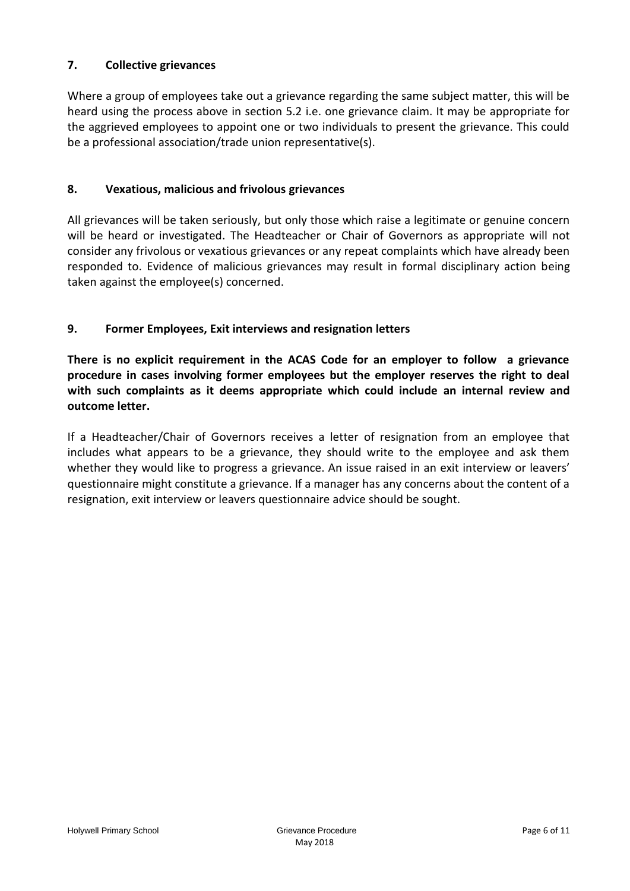## 7. Collective grievances

Where a group of employees take out a grievance regarding the same subject matter, this will be heard using the process above in section 5.2 i.e. one grievance claim. It may be appropriate for the aggrieved employees to appoint one or two individuals to present the grievance. This could be a professional association/trade union representative(s).

## 8. Vexatious, malicious and frivolous grievances

All grievances will be taken seriously, but only those which raise a legitimate or genuine concern will be heard or investigated. The Headteacher or Chair of Governors as appropriate will not consider any frivolous or vexatious grievances or any repeat complaints which have already been responded to. Evidence of malicious grievances may result in formal disciplinary action being taken against the employee(s) concerned.

## 9. Former Employees, Exit interviews and resignation letters

**There is no explicit requirement in the ACAS Code for an employer to follow a grievance procedure in cases involving former employees but the employer reserves the right to deal with such complaints as it deems appropriate which could include an internal review and outcome letter.**

If a Headteacher/Chair of Governors receives a letter of resignation from an employee that includes what appears to be a grievance, they should write to the employee and ask them whether they would like to progress a grievance. An issue raised in an exit interview or leavers' questionnaire might constitute a grievance. If a manager has any concerns about the content of a resignation, exit interview or leavers questionnaire advice should be sought.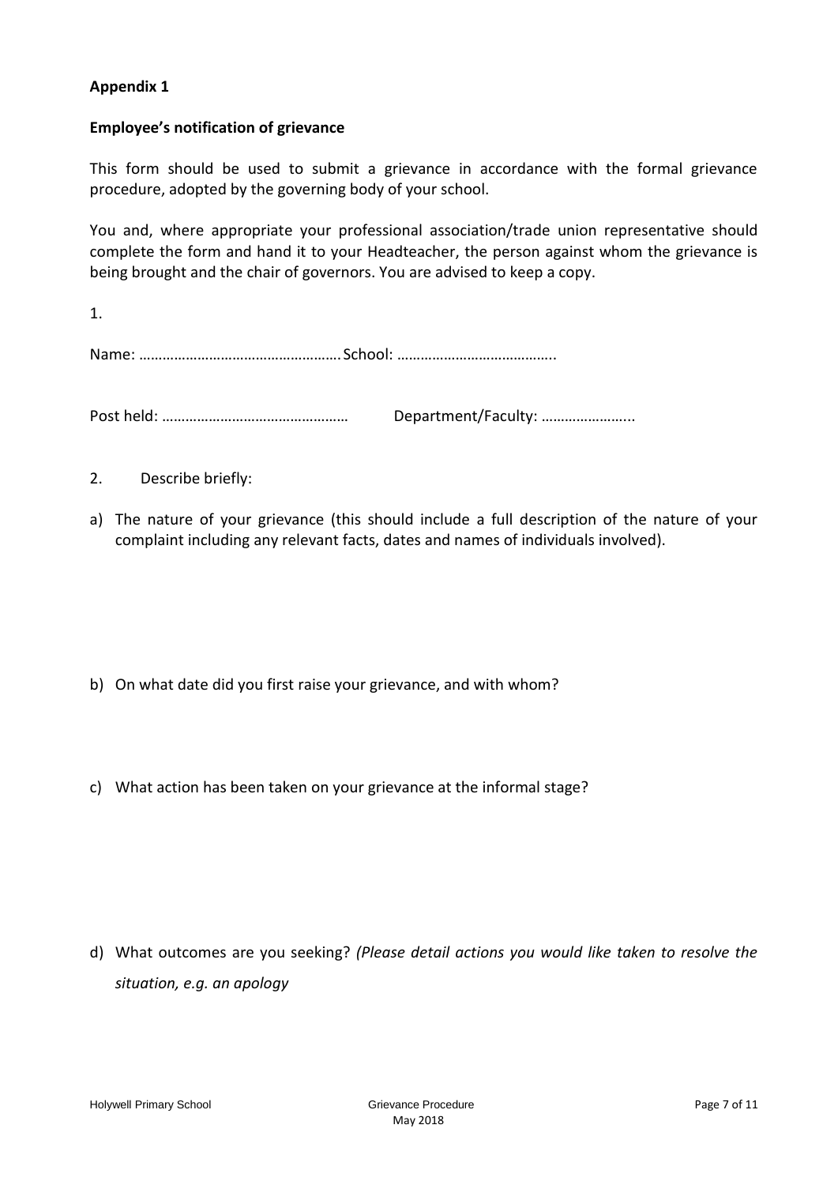**Appendix 1**

**Employee's notification of grievance**

This form should be used to submit a grievance in accordance with the formal grievance procedure, adopted by the governing body of your school.

You and, where appropriate your professional association/trade union representative should complete the form and hand it to your Headteacher, the person against whom the grievance is being brought and the chair of governors. You are advised to keep a copy.

1.

Name: …………………………………………… School: …………………………………..

Post held: ………………………………………… Department/Faculty: …………………...

2. Describe briefly:

a) The nature of your grievance (this should include a full description of the nature of your complaint including any relevant facts, dates and names of individuals involved).

b) On what date did you first raise your grievance, and with whom?

c) What action has been taken on your grievance at the informal stage?

d) What outcomes are you seeking? *(Please detail actions you would like taken to resolve the situation, e.g. an apology*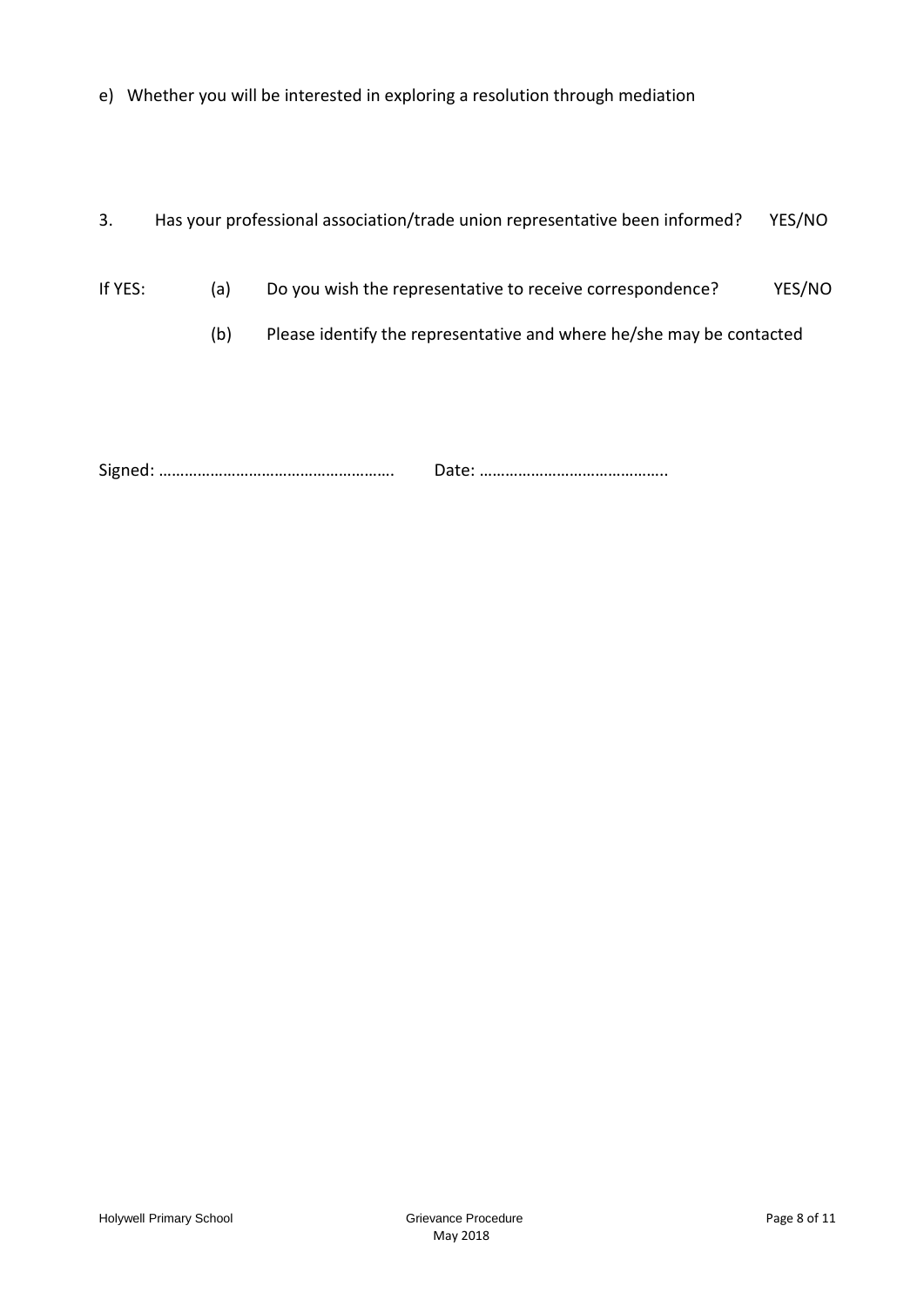e) Whether you will be interested in exploring a resolution through mediation

3. Has your professional association/trade union representative been informed? YES/NO

If YES: (a) Do you wish the representative to receive correspondence? YES/NO

(b) Please identify the representative and where he/she may be contacted

Signed: ………………………………………………. Date: ……………………………………..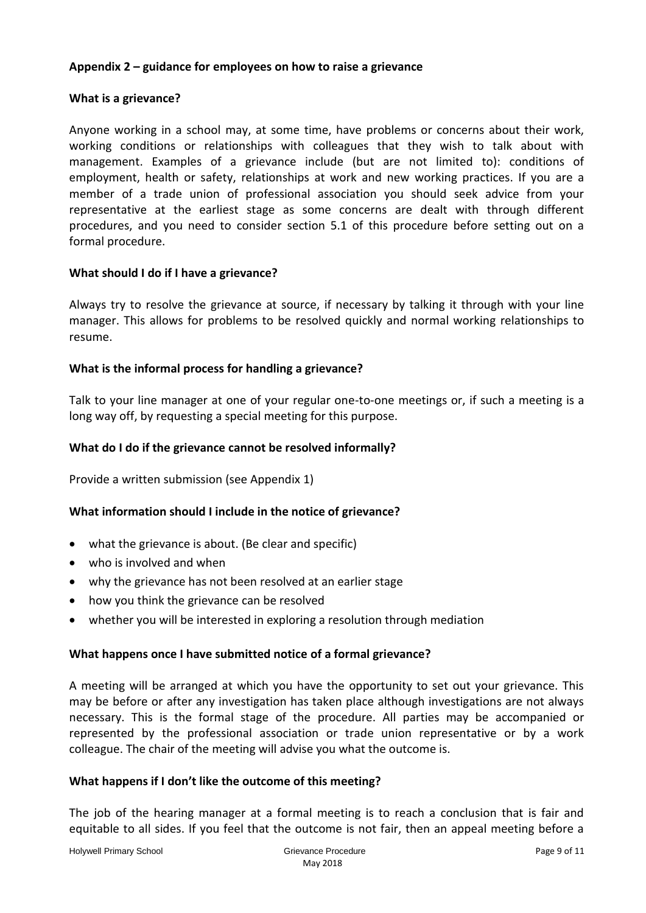## Appendix 2 – guidance for employees on how to raise a grievance

### What is a grievance?

Anyone working in a school may, at some time, have problems or concerns about their work, working conditions or relationships with colleagues that they wish to talk about with management. Examples of a grievance include (but are not limited to): conditions of employment, health or safety, relationships at work and new working practices. If you are a member of a trade union of professional association you should seek advice from your representative at the earliest stage as some concerns are dealt with through different procedures, and you need to consider section 5.1 of this procedure before setting out on a formal procedure.

### What should I do if I have a grievance?

Always try to resolve the grievance at source, if necessary by talking it through with your line manager. This allows for problems to be resolved quickly and normal working relationships to resume.

### What is the informal process for handling a grievance?

Talk to your line manager at one of your regular one-to-one meetings or, if such a meeting is a long way off, by requesting a special meeting for this purpose.

### What do I do if the grievance cannot be resolved informally?

Provide a written submission (see Appendix 1)

### What information should I include in the notice of grievance?

- what the grievance is about. (Be clear and specific)
- who is involved and when
- why the grievance has not been resolved at an earlier stage
- how you think the grievance can be resolved
- whether you will be interested in exploring a resolution through mediation

### What happens once I have submitted notice of a formal grievance?

A meeting will be arranged at which you have the opportunity to set out your grievance. This may be before or after any investigation has taken place although investigations are not always necessary. This is the formal stage of the procedure. All parties may be accompanied or represented by the professional association or trade union representative or by a work colleague. The chair of the meeting will advise you what the outcome is.

### What happens if I don't like the outcome of this meeting?

The job of the hearing manager at a formal meeting is to reach a conclusion that is fair and equitable to all sides. If you feel that the outcome is not fair, then an appeal meeting before a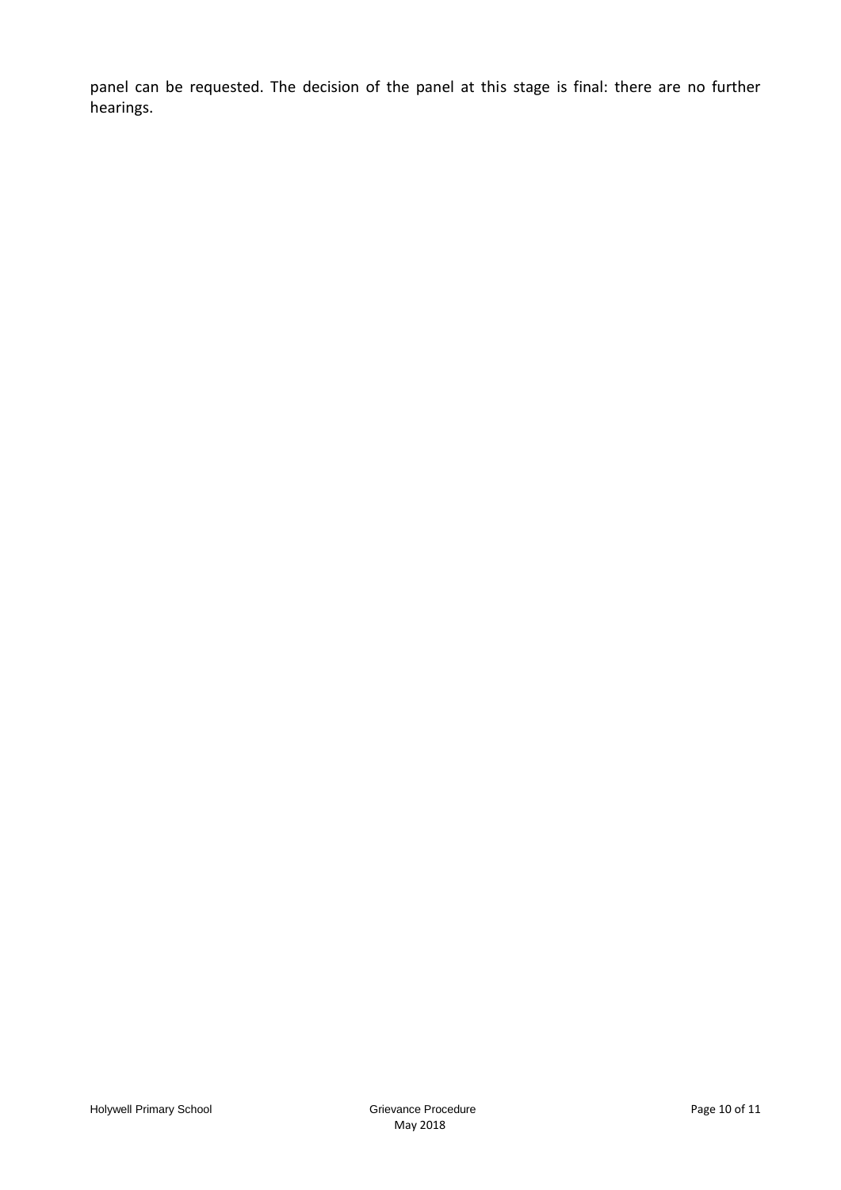panel can be requested. The decision of the panel at this stage is final: there are no further hearings.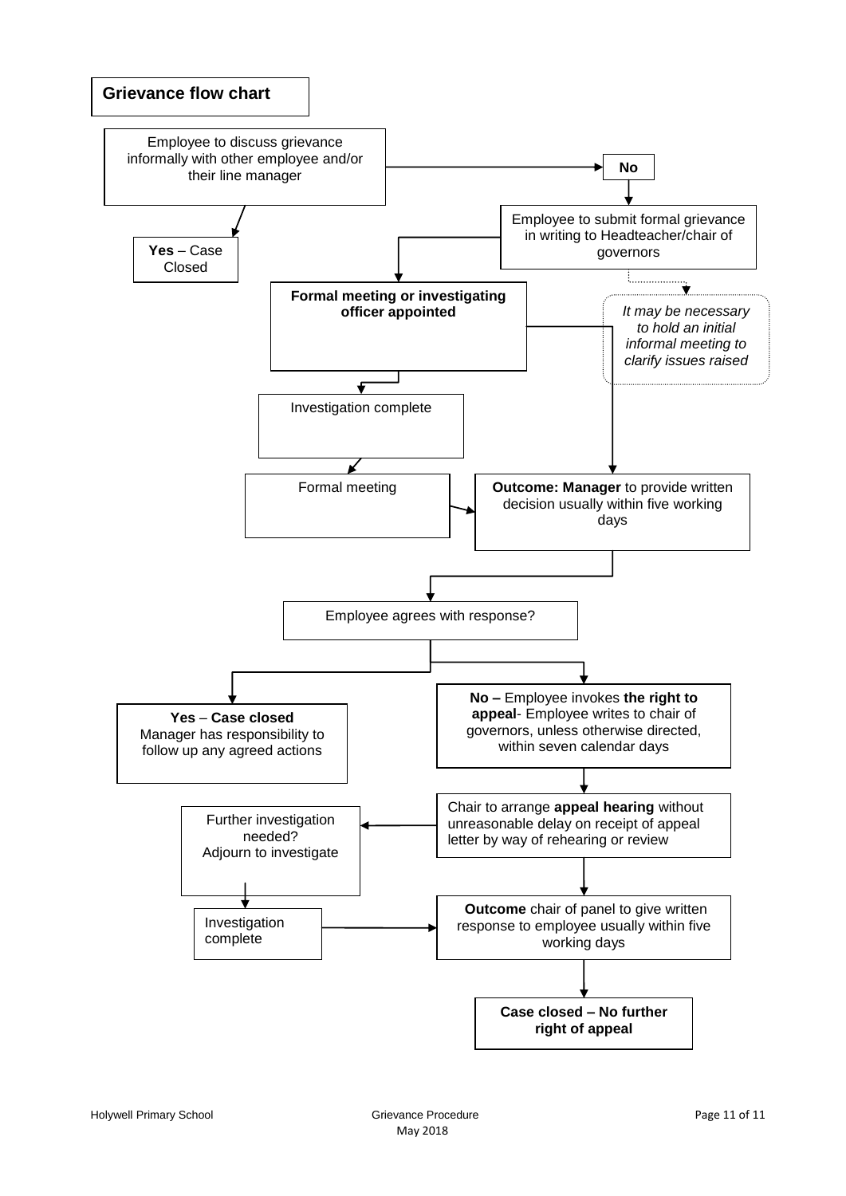## Grievance flow chart

Employee to discuss grievance informally with other employee and/or their line manager

**Yes** – Case Closed

**No**

Employee to submit formal grievance in writing to Headteacher/chair of governors

*It may be necessary to hold an initial informal meeting to clarify issues raised*

**Formal meeting or investigating officer appointed**

Investigation complete

Formal meeting

**Outcome: Manager** to provide written decision usually within five working days

Employee agrees with response?

**Yes** – **Case closed**
Manager has responsibility to follow up any agreed actions

**No –** Employee invokes **the right to appeal**- Employee writes to chair of governors, unless otherwise directed, within seven calendar days

Chair to arrange **appeal hearing** without unreasonable delay on receipt of appeal letter by way of rehearing or review

Further investigation needed?
Adjourn to investigate

Investigation complete

**Outcome** chair of panel to give written response to employee usually within five working days

**Case closed – No further right of appeal**